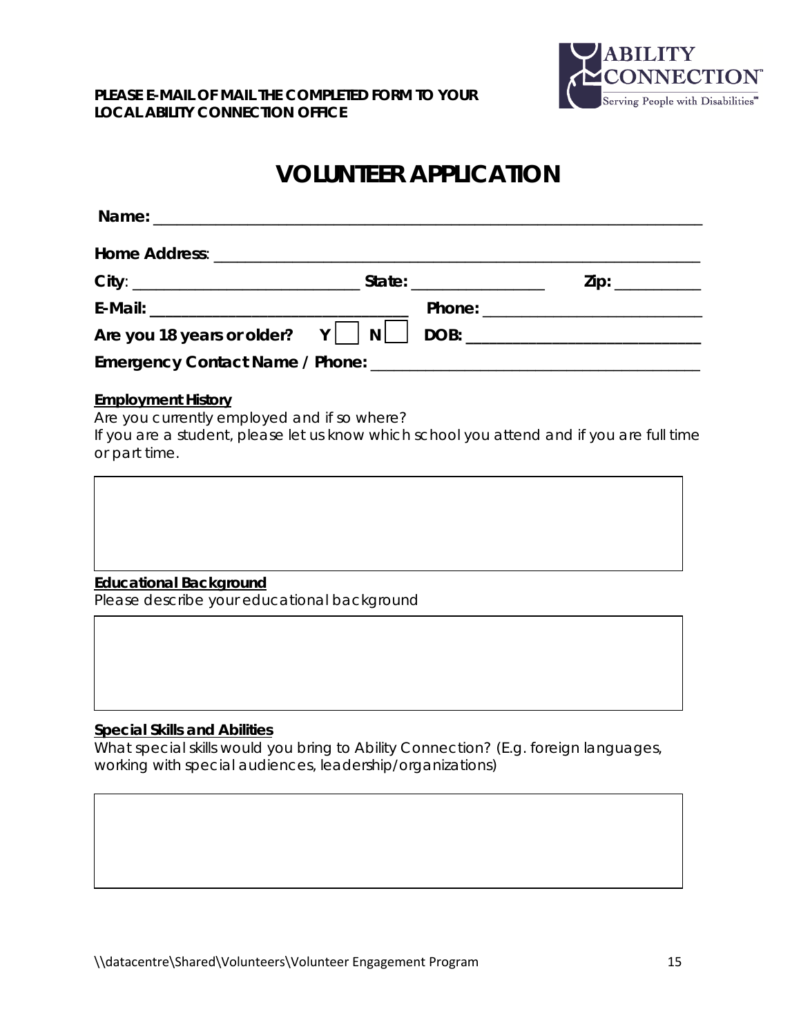**PLEASE E-MAIL OF MAIL THE COMPLETED FORM TO YOUR LOCAL ABILITY CONNECTION OFFICE**

ABILITY CONNECTION™
Serving People with Disabilities℠

# VOLUNTEER APPLICATION

**Name:** ______________________________________________________________

**Home Address**: ________________________________________________________

**City**: ___________________________ **State:** _______________ **Zip:** __________

**E-Mail:** _____________________________ **Phone:** _________________________

**Are you 18 years or older?** **Y** ☐ **N** ☐ **DOB:** __________________________

**Emergency Contact Name / Phone:** ___________________________________

**Employment History**

Are you currently employed and if so where?

If you are a student, please let us know which school you attend and if you are full time or part time.

| |
|---|
| |

**Educational Background**

Please describe your educational background

| |
|---|
| |

**Special Skills and Abilities**

What special skills would you bring to Ability Connection? (E.g. foreign languages, working with special audiences, leadership/organizations)

| |
|---|
| |

\\datacentre\Shared\Volunteers\Volunteer Engagement Program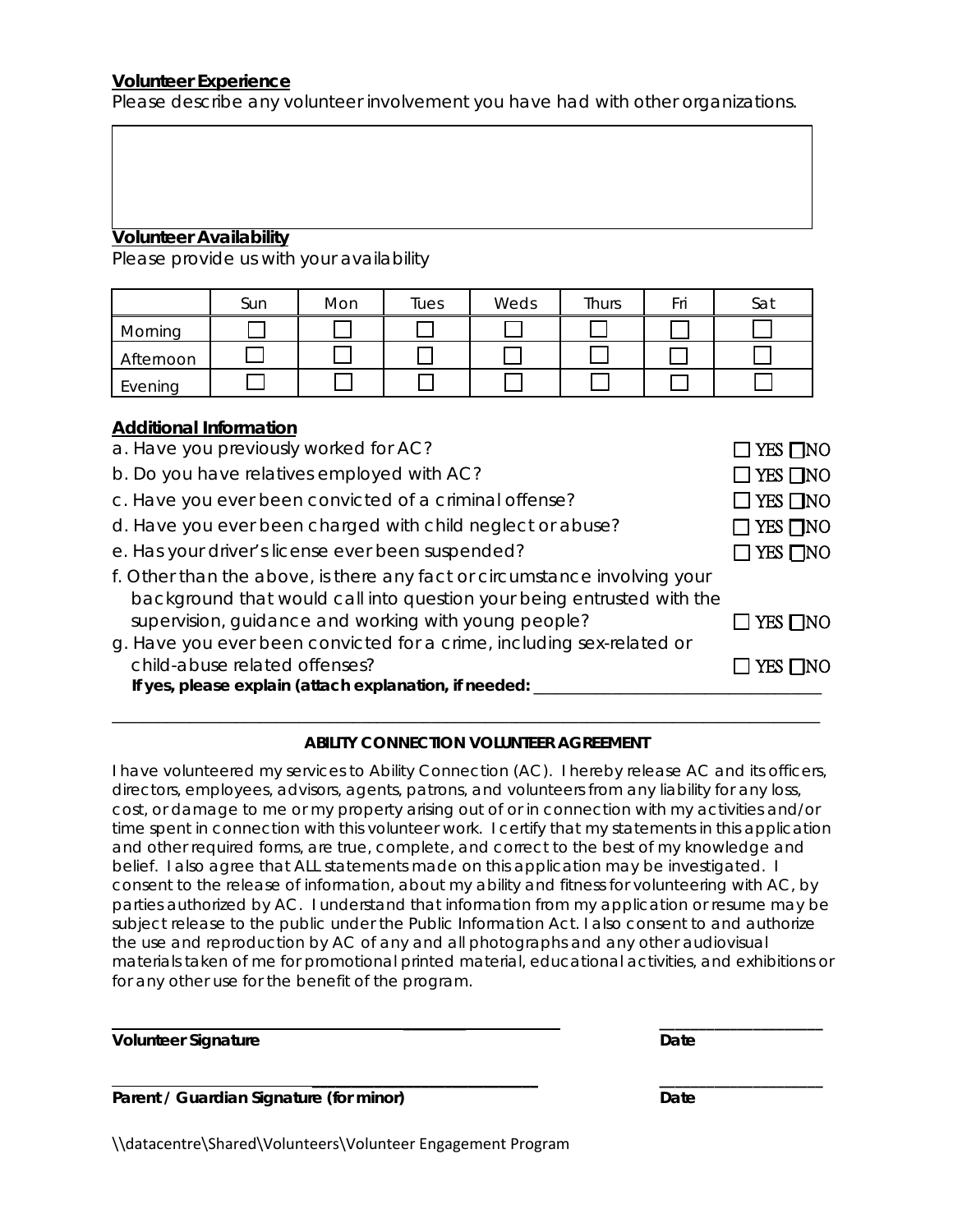**Volunteer Experience**

Please describe any volunteer involvement you have had with other organizations.

**Volunteer Availability**

Please provide us with your availability

| | Sun | Mon | Tues | Weds | Thurs | Fri | Sat |
|---|---|---|---|---|---|---|---|
| Morning | ☐ | ☐ | ☐ | ☐ | ☐ | ☐ | ☐ |
| Afternoon | ☐ | ☐ | ☐ | ☐ | ☐ | ☐ | ☐ |
| Evening | ☐ | ☐ | ☐ | ☐ | ☐ | ☐ | ☐ |

**Additional Information**

a. Have you previously worked for AC? ☐ YES ☐ NO

b. Do you have relatives employed with AC? ☐ YES ☐ NO

c. Have you ever been convicted of a criminal offense? ☐ YES ☐ NO

d. Have you ever been charged with child neglect or abuse? ☐ YES ☐ NO

e. Has your driver's license ever been suspended? ☐ YES ☐ NO

f. Other than the above, is there any fact or circumstance involving your background that would call into question your being entrusted with the supervision, guidance and working with young people? ☐ YES ☐ NO

g. Have you ever been convicted for a crime, including sex-related or child-abuse related offenses? ☐ YES ☐ NO

**If yes, please explain (attach explanation, if needed:** ____________________________________

______________________________________________________________________________

**ABILITY CONNECTION VOLUNTEER AGREEMENT**

I have volunteered my services to Ability Connection (AC). I hereby release AC and its officers, directors, employees, advisors, agents, patrons, and volunteers from any liability for any loss, cost, or damage to me or my property arising out of or in connection with my activities and/or time spent in connection with this volunteer work. I certify that my statements in this application and other required forms, are true, complete, and correct to the best of my knowledge and belief. I also agree that ALL statements made on this application may be investigated. I consent to the release of information, about my ability and fitness for volunteering with AC, by parties authorized by AC. I understand that information from my application or resume may be subject release to the public under the Public Information Act. I also consent to and authorize the use and reproduction by AC of any and all photographs and any other audiovisual materials taken of me for promotional printed material, educational activities, and exhibitions or for any other use for the benefit of the program.

______________________________________________ ______________________

**Volunteer Signature** **Date**

______________________________________________ ______________________

**Parent / Guardian Signature (for minor)** **Date**

\\datacentre\Shared\Volunteers\Volunteer Engagement Program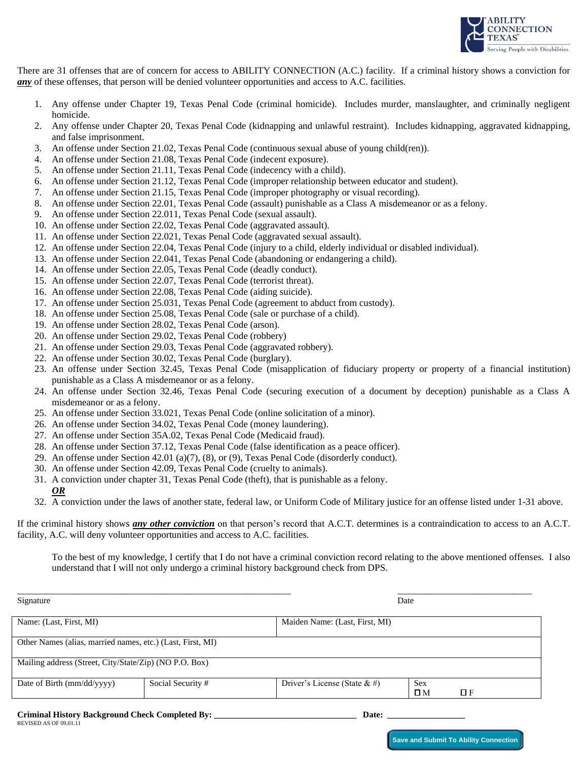There are 31 offenses that are of concern for access to ABILITY CONNECTION (A.C.) facility. If a criminal history shows a conviction for ***any*** of these offenses, that person will be denied volunteer opportunities and access to A.C. facilities.

1. Any offense under Chapter 19, Texas Penal Code (criminal homicide). Includes murder, manslaughter, and criminally negligent homicide.
2. Any offense under Chapter 20, Texas Penal Code (kidnapping and unlawful restraint). Includes kidnapping, aggravated kidnapping, and false imprisonment.
3. An offense under Section 21.02, Texas Penal Code (continuous sexual abuse of young child(ren)).
4. An offense under Section 21.08, Texas Penal Code (indecent exposure).
5. An offense under Section 21.11, Texas Penal Code (indecency with a child).
6. An offense under Section 21.12, Texas Penal Code (improper relationship between educator and student).
7. An offense under Section 21.15, Texas Penal Code (improper photography or visual recording).
8. An offense under Section 22.01, Texas Penal Code (assault) punishable as a Class A misdemeanor or as a felony.
9. An offense under Section 22.011, Texas Penal Code (sexual assault).
10. An offense under Section 22.02, Texas Penal Code (aggravated assault).
11. An offense under Section 22.021, Texas Penal Code (aggravated sexual assault).
12. An offense under Section 22.04, Texas Penal Code (injury to a child, elderly individual or disabled individual).
13. An offense under Section 22.041, Texas Penal Code (abandoning or endangering a child).
14. An offense under Section 22.05, Texas Penal Code (deadly conduct).
15. An offense under Section 22.07, Texas Penal Code (terrorist threat).
16. An offense under Section 22.08, Texas Penal Code (aiding suicide).
17. An offense under Section 25.031, Texas Penal Code (agreement to abduct from custody).
18. An offense under Section 25.08, Texas Penal Code (sale or purchase of a child).
19. An offense under Section 28.02, Texas Penal Code (arson).
20. An offense under Section 29.02, Texas Penal Code (robbery)
21. An offense under Section 29.03, Texas Penal Code (aggravated robbery).
22. An offense under Section 30.02, Texas Penal Code (burglary).
23. An offense under Section 32.45, Texas Penal Code (misapplication of fiduciary property or property of a financial institution) punishable as a Class A misdemeanor or as a felony.
24. An offense under Section 32.46, Texas Penal Code (securing execution of a document by deception) punishable as a Class A misdemeanor or as a felony.
25. An offense under Section 33.021, Texas Penal Code (online solicitation of a minor).
26. An offense under Section 34.02, Texas Penal Code (money laundering).
27. An offense under Section 35A.02, Texas Penal Code (Medicaid fraud).
28. An offense under Section 37.12, Texas Penal Code (false identification as a peace officer).
29. An offense under Section 42.01 (a)(7), (8), or (9), Texas Penal Code (disorderly conduct).
30. An offense under Section 42.09, Texas Penal Code (cruelty to animals).
31. A conviction under chapter 31, Texas Penal Code (theft), that is punishable as a felony.

    ***OR***

32. A conviction under the laws of another state, federal law, or Uniform Code of Military justice for an offense listed under 1-31 above.

If the criminal history shows ***any other conviction*** on that person's record that A.C.T. determines is a contraindication to access to an A.C.T. facility, A.C. will deny volunteer opportunities and access to A.C. facilities.

To the best of my knowledge, I certify that I do not have a criminal conviction record relating to the above mentioned offenses. I also understand that I will not only undergo a criminal history background check from DPS.

_______________________________________ Signature

_______________________ Date

| | | | |
|---|---|---|---|
| Name: (Last, First, MI) | | Maiden Name: (Last, First, MI) | |
| Other Names (alias, married names, etc.) (Last, First, MI) | | | |
| Mailing address (Street, City/State/Zip) (NO P.O. Box) | | | |
| Date of Birth (mm/dd/yyyy) | Social Security # | Driver's License (State & #) | Sex ☐ M ☐ F |

**Criminal History Background Check Completed By:** ______________________ **Date:** ______________

REVISED AS OF 09.01.11

Save and Submit To Ability Connection